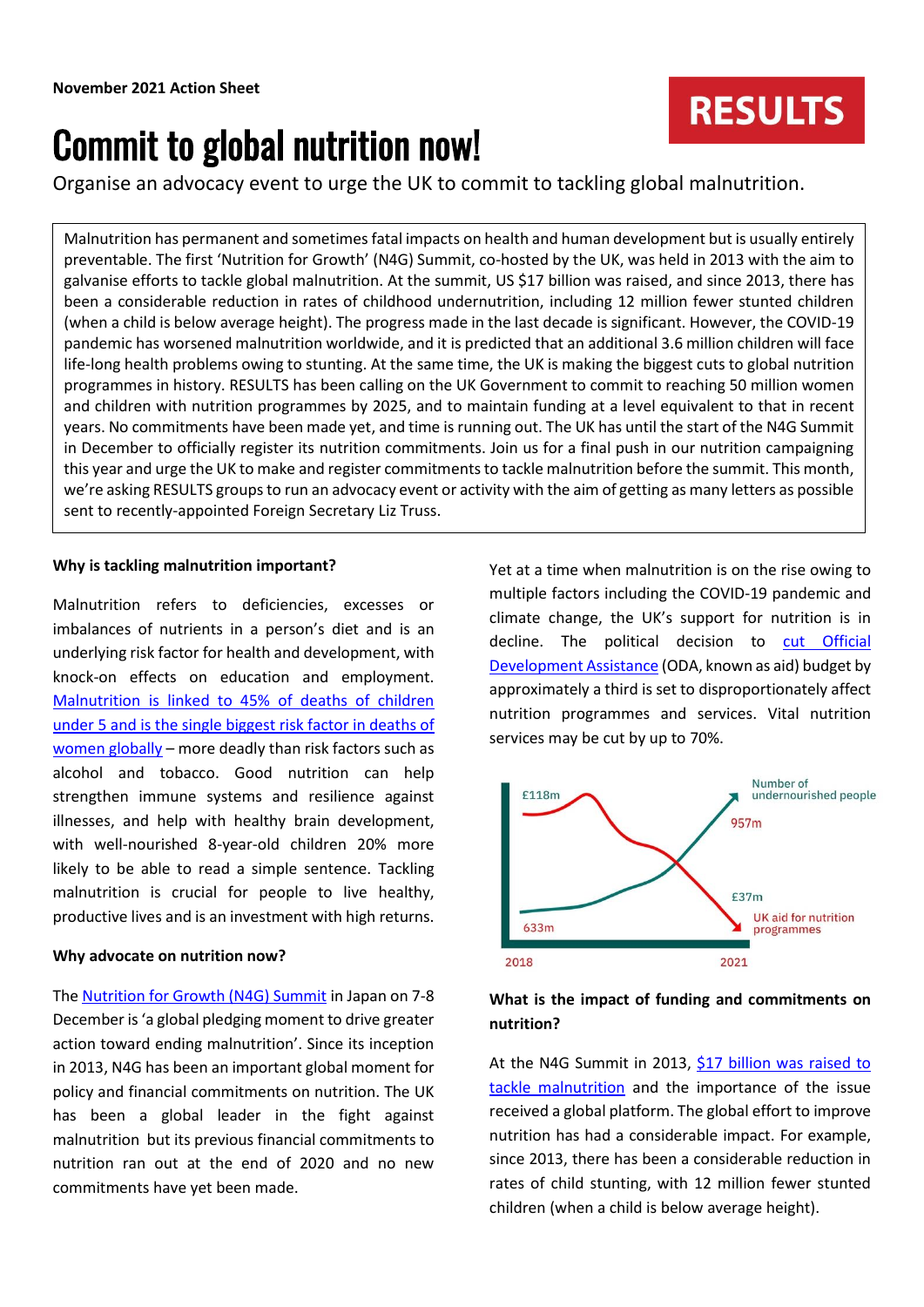**November 2021 Action Sheet**

RESULTS

# Commit to global nutrition now!

Organise an advocacy event to urge the UK to commit to tackling global malnutrition.

Malnutrition has permanent and sometimes fatal impacts on health and human development but is usually entirely preventable. The first 'Nutrition for Growth' (N4G) Summit, co-hosted by the UK, was held in 2013 with the aim to galvanise efforts to tackle global malnutrition. At the summit, US $17 billion was raised, and since 2013, there has been a considerable reduction in rates of childhood undernutrition, including 12 million fewer stunted children (when a child is below average height). The progress made in the last decade is significant. However, the COVID-19 pandemic has worsened malnutrition worldwide, and it is predicted that an additional 3.6 million children will face life-long health problems owing to stunting. At the same time, the UK is making the biggest cuts to global nutrition programmes in history. RESULTS has been calling on the UK Government to commit to reaching 50 million women and children with nutrition programmes by 2025, and to maintain funding at a level equivalent to that in recent years. No commitments have been made yet, and time is running out. The UK has until the start of the N4G Summit in December to officially register its nutrition commitments. Join us for a final push in our nutrition campaigning this year and urge the UK to make and register commitments to tackle malnutrition before the summit. This month, we're asking RESULTS groups to run an advocacy event or activity with the aim of getting as many letters as possible sent to recently-appointed Foreign Secretary Liz Truss.

**Why is tackling malnutrition important?**

Malnutrition refers to deficiencies, excesses or imbalances of nutrients in a person's diet and is an underlying risk factor for health and development, with knock-on effects on education and employment. [Malnutrition is linked to 45% of deaths of children under 5 and is the single biggest risk factor in deaths of women globally]() – more deadly than risk factors such as alcohol and tobacco. Good nutrition can help strengthen immune systems and resilience against illnesses, and help with healthy brain development, with well-nourished 8-year-old children 20% more likely to be able to read a simple sentence. Tackling malnutrition is crucial for people to live healthy, productive lives and is an investment with high returns.

**Why advocate on nutrition now?**

The [Nutrition for Growth (N4G) Summit]() in Japan on 7-8 December is 'a global pledging moment to drive greater action toward ending malnutrition'. Since its inception in 2013, N4G has been an important global moment for policy and financial commitments on nutrition. The UK has been a global leader in the fight against malnutrition but its previous financial commitments to nutrition ran out at the end of 2020 and no new commitments have yet been made.

Yet at a time when malnutrition is on the rise owing to multiple factors including the COVID-19 pandemic and climate change, the UK's support for nutrition is in decline. The political decision to [cut Official Development Assistance]() (ODA, known as aid) budget by approximately a third is set to disproportionately affect nutrition programmes and services. Vital nutrition services may be cut by up to 70%.

**What is the impact of funding and commitments on nutrition?**

At the N4G Summit in 2013, [$17 billion was raised to tackle malnutrition]() and the importance of the issue received a global platform. The global effort to improve nutrition has had a considerable impact. For example, since 2013, there has been a considerable reduction in rates of child stunting, with 12 million fewer stunted children (when a child is below average height).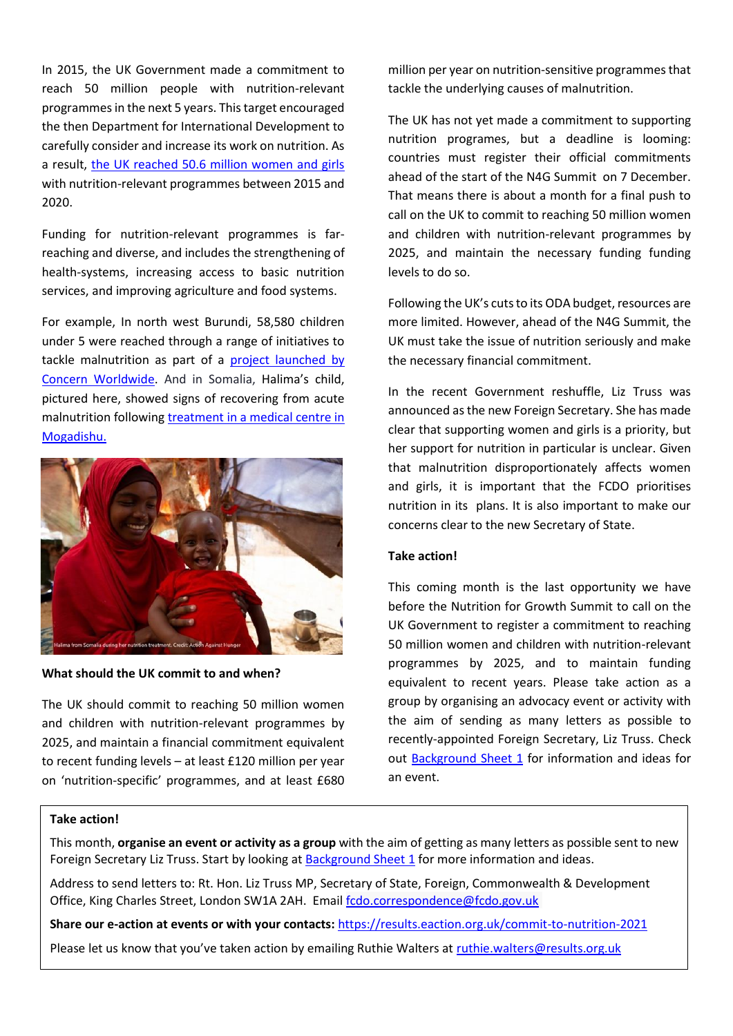In 2015, the UK Government made a commitment to reach 50 million people with nutrition-relevant programmes in the next 5 years. This target encouraged the then Department for International Development to carefully consider and increase its work on nutrition. As a result, [the UK reached 50.6 million women and girls](#) with nutrition-relevant programmes between 2015 and 2020.

Funding for nutrition-relevant programmes is far-reaching and diverse, and includes the strengthening of health-systems, increasing access to basic nutrition services, and improving agriculture and food systems.

For example, In north west Burundi, 58,580 children under 5 were reached through a range of initiatives to tackle malnutrition as part of a [project launched by Concern Worldwide](#). And in Somalia, Halima's child, pictured here, showed signs of recovering from acute malnutrition following [treatment in a medical centre in Mogadishu.](#)

Halima from Somalia during her nutrition treatment. Credit: Action Against Hunger

**What should the UK commit to and when?**

The UK should commit to reaching 50 million women and children with nutrition-relevant programmes by 2025, and maintain a financial commitment equivalent to recent funding levels – at least £120 million per year on 'nutrition-specific' programmes, and at least £680 million per year on nutrition-sensitive programmes that tackle the underlying causes of malnutrition.

The UK has not yet made a commitment to supporting nutrition programes, but a deadline is looming: countries must register their official commitments ahead of the start of the N4G Summit on 7 December. That means there is about a month for a final push to call on the UK to commit to reaching 50 million women and children with nutrition-relevant programmes by 2025, and maintain the necessary funding funding levels to do so.

Following the UK's cuts to its ODA budget, resources are more limited. However, ahead of the N4G Summit, the UK must take the issue of nutrition seriously and make the necessary financial commitment.

In the recent Government reshuffle, Liz Truss was announced as the new Foreign Secretary. She has made clear that supporting women and girls is a priority, but her support for nutrition in particular is unclear. Given that malnutrition disproportionately affects women and girls, it is important that the FCDO prioritises nutrition in its plans. It is also important to make our concerns clear to the new Secretary of State.

**Take action!**

This coming month is the last opportunity we have before the Nutrition for Growth Summit to call on the UK Government to register a commitment to reaching 50 million women and children with nutrition-relevant programmes by 2025, and to maintain funding equivalent to recent years. Please take action as a group by organising an advocacy event or activity with the aim of sending as many letters as possible to recently-appointed Foreign Secretary, Liz Truss. Check out [Background Sheet 1](#) for information and ideas for an event.

**Take action!**

This month, **organise an event or activity as a group** with the aim of getting as many letters as possible sent to new Foreign Secretary Liz Truss. Start by looking at [Background Sheet 1](#) for more information and ideas.

Address to send letters to: Rt. Hon. Liz Truss MP, Secretary of State, Foreign, Commonwealth & Development Office, King Charles Street, London SW1A 2AH. Email fcdo.correspondence@fcdo.gov.uk

**Share our e-action at events or with your contacts:** https://results.eaction.org.uk/commit-to-nutrition-2021

Please let us know that you've taken action by emailing Ruthie Walters at ruthie.walters@results.org.uk